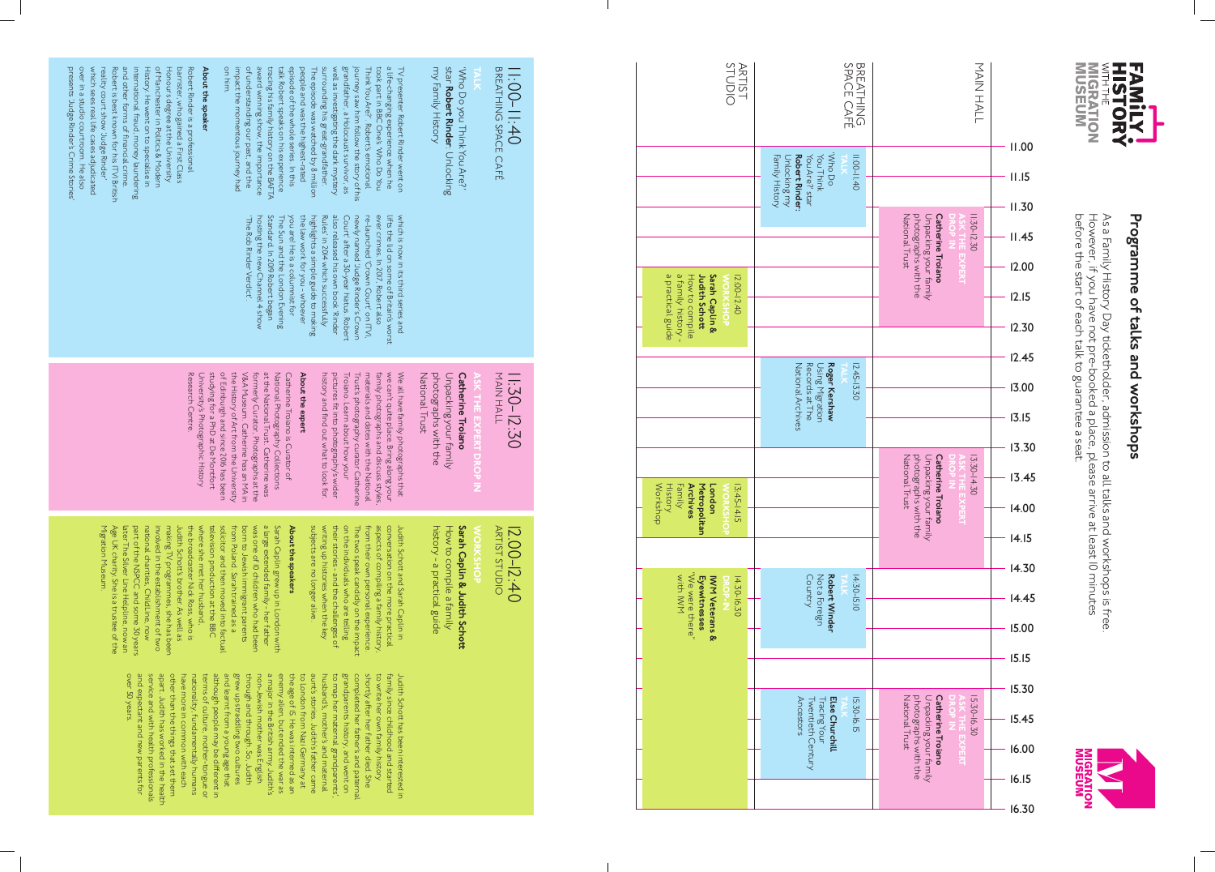# Programme of talks and workshops

FAMILY HISTORY WITH THE MIGRATION MUSEUM

As a Family History Day ticketholder, admission to all talks and workshops is free. However, if you have not pre-booked a place, please arrive at least 10 minutes before the start of each talk to guarantee a seat.

| Time | Main Hall | Breathing Space Café | Artist Studio |
|---|---|---|---|
| 11.00–11.40 | | **TALK** 'Who Do You Think You Are?' star **Robert Rinder**: Unlocking my Family History | |
| 11.30–12.30 | **ASK THE EXPERT DROP IN** **Catherine Troiano** Unpacking your family photographs with the National Trust | | |
| 12.00–12.40 | | | **WORKSHOP** **Sarah Caplin & Judith Schott** How to compile a family history – a practical guide |
| 12.45–13.30 | | **TALK** **Roger Kershaw** Using Migration Records at The National Archives | |
| 13.30–14.30 | **ASK THE EXPERT DROP IN** **Catherine Troiano** Unpacking your family photographs with the National Trust | | |
| 13.45–14.15 | | | **WORKSHOP** **London Metropolitan Archives** Family History Workshop |
| 14.30–15.10 | | **TALK** **Robert Winder** Not a Foreign Country | |
| 14.30–16.30 | | | **DROP IN** **IWM Veterans & Eyewitnesses** "We were there" with IWM |
| 15.30–16.15 | | **TALK** **Else Churchill** Tracing Your Twentieth Century Ancestors | |
| 15.30–16.30 | **ASK THE EXPERT DROP IN** **Catherine Troiano** Unpacking your family photographs with the National Trust | | |

## 11:00–11:40
BREATHING SPACE CAFÉ

**TALK**

'Who Do You Think You Are?' star **Robert Rinder**: Unlocking my Family History

TV presenter Robert Rinder went on a life-changing experience when he took part in BBC One's 'Who Do You Think You Are?'. Robert's emotional journey saw him follow the story of his grandfather, a Holocaust survivor, as well as investigating the dark mystery surrounding his great-grandfather. The episode was watched by 8 million people and was the highest-rated episode of the whole series. In this talk Robert speaks on his experience tracing his family history on the BAFTA award winning show, the importance of understanding our past, and the impact the momentous journey had on him.

**About the speaker**

Robert Rinder is a professional barrister, who gained a First Class Honours degree at the University of Manchester in Politics & Modern History. He went on to specialise in international fraud, money laundering and other forms of financial crime. Robert is best known for his ITV British reality court show 'Judge Rinder' which sees real life cases adjudicated over in a studio courtroom. He also presents 'Judge Rinder's Crime Stories' which is now in its third series and lifts the lid on some of Britain's worst ever crimes. In 2017, Robert also re-launched 'Crown Court' on ITV, newly named 'Judge Rinder's Crown Court' after a 30-year hiatus. Robert also released his own book 'Rinder Rules' in 2014 which successfully highlights a simple guide to making the law work for you – whoever you are! He is a columnist for The Sun and the London Evening Standard. In 2019 Robert began hosting the new Channel 4 show 'The Rob Rinder Verdict'.

## 11:30–12:30
MAIN HALL

**ASK THE EXPERT DROP IN**

**Catherine Troiano**
Unpacking your family photographs with the National Trust

We all have family photographs that we can't quite place. Bring along your family photographs and discuss styles, materials and dates with the National Trust's photography curator Catherine Troiano. Learn about how your pictures fit into photography's wider history and find out what to look for.

**About the expert**

Catherine Troiano is Curator of National Photography Collections at the National Trust. Catherine was formerly Curator, Photographs at the V&A Museum. Catherine has an MA in the History of Art from the University of Edinburgh and since 2016 has been studying for a PhD at De Montfort University's Photographic History Research Centre.

## 12:00–12:40
ARTIST STUDIO

**WORKSHOP**

**Sarah Caplin & Judith Schott**
How to compile a family history – a practical guide

Judith Schott and Sarah Caplin in conversation on the more practical aspects of compiling a family history, from their own personal experience. The two speak candidly on the impact on the individuals who are telling their stories - and the challenges of writing up histories when the key subjects are no longer alive.

**About the speakers**

Sarah Caplin grew up in London with a large extended family – her father was one of 10 children who had been born to Jewish immigrant parents from Poland. Sarah trained as a solicitor and then moved into factual television production at the BBC where she met her husband, the broadcaster Nick Ross, who is Judith Schott's brother. As well as making TV programmes, she has been involved in the establishment of two national charities: Childline, now part of the NSPCC and, some 30 years later The Silver Line Helpline, now an Age UK charity. She is a trustee of the Migration Museum.

Judith Schott has been interested in family since childhood and started to write her own family history shortly after her father died. She completed her father's and paternal grandparents history, and went on to map her maternal grandparents', husband's, mother's and maternal aunt's stories. Judith's father came to London from Nazi Germany at the age of 15. He was interned as an enemy alien, but ended the war as a major in the British army. Judith's non-Jewish mother was English through and through. So, Judith grew up straddling two cultures and learnt at a young age that although people may be different in terms of culture, mother-tongue or nationality, fundamentally humans have more in common with each other than the things that set them apart. Judith has worked in the health service and with health professionals and expectant and new parents for over 50 years.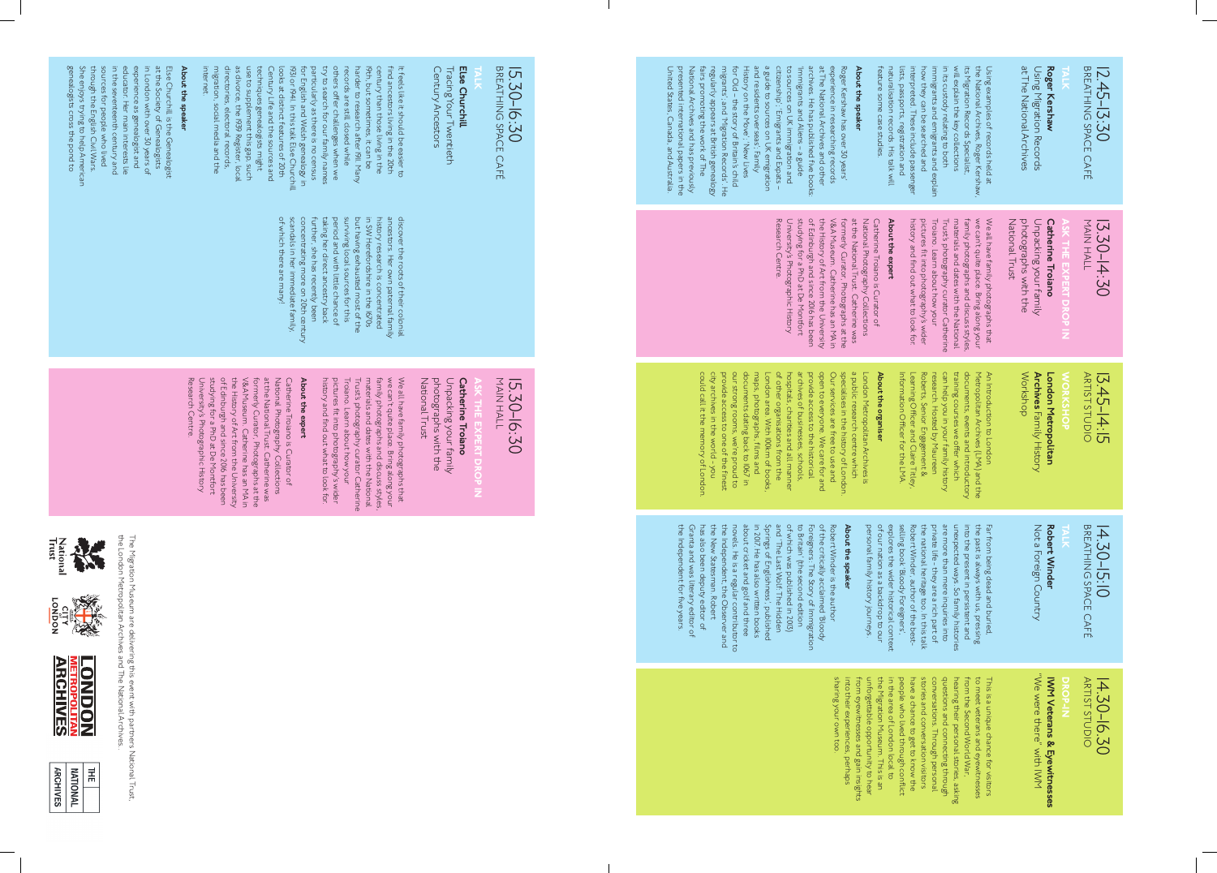## 12.45-13.30
BREATHING SPACE CAFÉ

TALK

**Roger Kershaw**
Using Migration Records at The National Archives

Using examples of records held at the National Archives, Roger Kershaw, its Migration Records Specialist, will explain the key collections in its custody relating to both immigrants and emigrants and explain how they can be searched and interpreted. These include passenger lists, passports, registration and naturalisation records. His talk will feature some case studies.

**About the speaker**

Roger Kershaw has over 30 years' experience in researching records at The National Archives and other archives. He has published five books: 'Immigrants and Aliens – a guide to sources on UK immigration and citizenship'; 'Emigrants and Expats – a guide to sources on UK emigration and residents overseas'; 'Family History on the Move'; 'New Lives for Old – the story of Britain's child migrants'; and 'Migration Records'. He regularly appears at British genealogy fairs promoting the work of The National Archives and has previously presented international papers in the United States, Canada, and Australia.

## 13.30-14.30
MAIN HALL

ASK THE EXPERT DROP IN

**Catherine Troiano**
Unpacking your family photographs with the National Trust

We all have family photographs that we can't quite place. Bring along your family photographs and discuss styles, materials and dates with the National Trust's photography curator Catherine Troiano. Learn about how your pictures fit into photography's wider history and find out what to look for.

**About the expert**

Catherine Troiano is Curator of National Photography Collections at the National Trust. Catherine was formerly Curator, Photographs at the V&A Museum. Catherine has an MA in the History of Art from the University of Edinburgh and since 2016 has been studying for a PhD at De Montfort University's Photographic History Research Centre.

## 13.45-14.15
ARTIST STUDIO

WORKSHOP

**London Metropolitan Archives** Family History Workshop

An introduction to London Metropolitan Archives (LMA) and the documents, events and introductory training courses we offer which can help you in your family history research. Hosted by Maureen Roberts, Senior Engagement & Learning Officer and Claire Titley, Information Officer for the LMA.

**About the organiser**

London Metropolitan Archives is a public research centre which specialises in the history of London. Our services are free to use and open to everyone. We care for and provide access to the historical archives of businesses, schools, hospitals, charities and all manner of other organisations from the London area. With 100km of books, maps, photographs, films and documents dating back to 1067 in our strong rooms, we're proud to provide access to one of the finest city archives in the world – you could call it the memory of London.

## 14.30-15.10
BREATHING SPACE CAFÉ

TALK

**Robert Winder**
Not a Foreign Country

Far from being dead and buried, the past is always with us, pressing into the present in persistent and unexpected ways. So family histories are more than mere inquiries into private life – they are a rich part of the national heritage too. In this talk Robert Winder, author of the best-selling book 'Bloody Foreigners', explores the wider historical context of our nation as a backdrop to our personal family history journeys.

**About the speaker**

Robert Winder is the author of the critically acclaimed 'Bloody Foreigners: The Story of Immigration to Britain' (the second edition of which was published in 2013) and 'The Last Wolf: The Hidden Springs of Englishness', published in 2017. He has also written books about cricket and golf and three novels. He is a regular contributor to the Independent, the Observer and the New Statesman. Robert has also been deputy editor of Granta and was literary editor of the Independent for five years.

## 14.30-16.30
ARTIST STUDIO

DROP-IN

**IWM Veterans & Eyewitnesses**
"We were there" with IWM

This is a unique chance for visitors to meet veterans and eyewitnesses from the Second World War, hearing their personal stories, asking questions and connecting through conversations. Through personal stories and conversation visitors have a chance to get to know the people who lived through conflict in the area of London local to the Migration Museum. This is an unforgettable opportunity to hear from eyewitnesses and gain insights into their experiences, perhaps sharing your own too.

## 15.30-16.30
BREATHING SPACE CAFÉ

TALK

**Else Churchill**
Tracing Your Twentieth Century Ancestors

It feels like it should be easier to find ancestors living in the 20th century than those living in the 19th, but sometimes, it can be harder to research after 1911. Many records are still closed while others offer challenges when we try to search for our family names particularly as there is no census for English and Welsh genealogy in 1931 or 1941. In this talk Else Churchill looks at distinct features of 20th Century Life and the sources and techniques genealogists might use to supplement this gap, such as divorce, the 1939 Register, local directories, electoral records, migration, social media and the internet.

**About the speaker**

Else Churchill is the Genealogist at the Society of Genealogists in London with over 30 years of experience as a genealogist and educator. Her main interests lie in the seventeenth century and sources for people who lived through the English Civil Wars. She enjoys trying to help American genealogists cross the pond to discover the roots of their colonial ancestors. Her own paternal family history research is concentrated in SW Herefordshire in the 1670s but having exhausted most of the surviving local sources for this period and with little chance of taking her direct ancestry back further, she has recently been concentrating more on 20th century scandals in her immediate family, of which there are many!

## 15.30-16.30
MAIN HALL

ASK THE EXPERT DROP IN

**Catherine Troiano**
Unpacking your family photographs with the National Trust

We all have family photographs that we can't quite place. Bring along your family photographs and discuss styles, materials and dates with the National Trust's photography curator Catherine Troiano. Learn about how your pictures fit into photography's wider history and find out what to look for.

**About the expert**

Catherine Troiano is Curator of National Photography Collections at the National Trust. Catherine was formerly Curator, Photographs at the V&A Museum. Catherine has an MA in the History of Art from the University of Edinburgh and since 2016 has been studying for a PhD at De Montfort University's Photographic History Research Centre.

The Migration Museum are delivering this event with partners National Trust, the London Metropolitan Archives and The National Archives.

National Trust | CITY LONDON | LONDON METROPOLITAN ARCHIVES | THE NATIONAL ARCHIVES